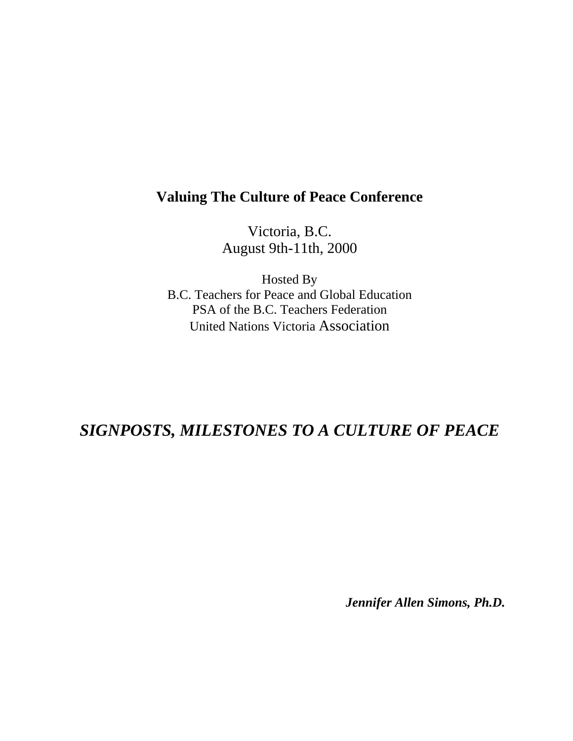**Valuing The Culture of Peace Conference**

Victoria, B.C.
August 9th-11th, 2000

Hosted By
B.C. Teachers for Peace and Global Education
PSA of the B.C. Teachers Federation
United Nations Victoria Association

# *SIGNPOSTS, MILESTONES TO A CULTURE OF PEACE*

***Jennifer Allen Simons, Ph.D.***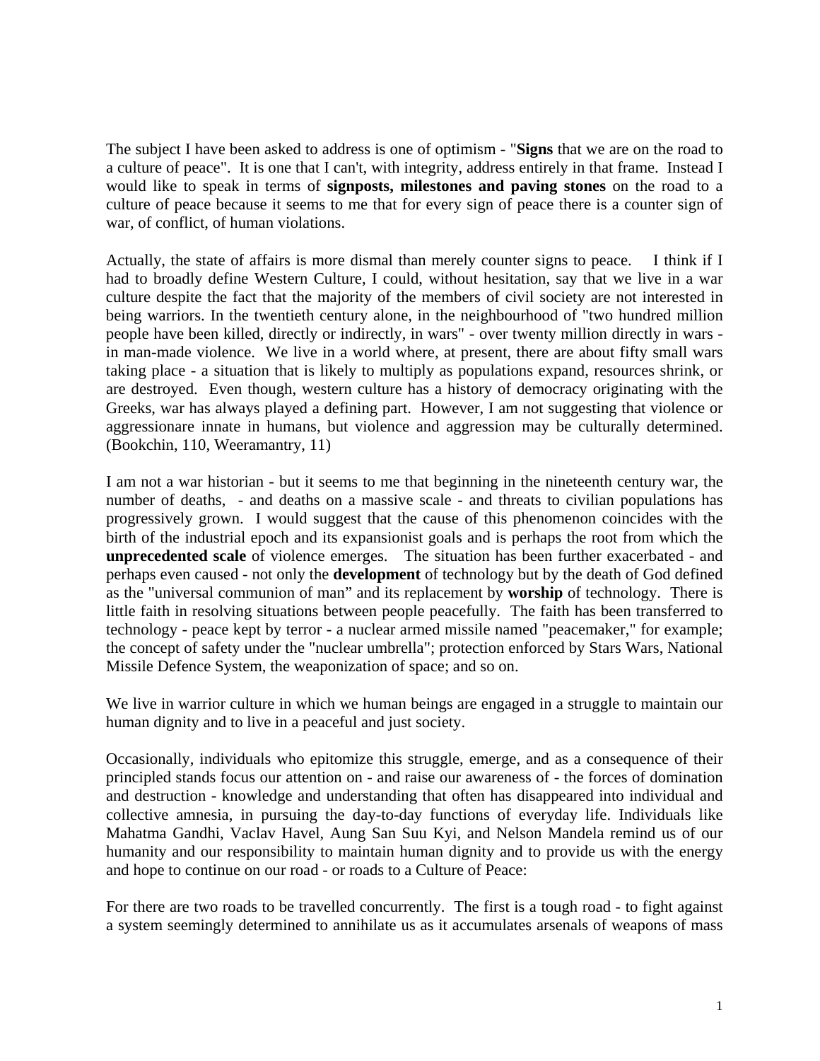The subject I have been asked to address is one of optimism - "**Signs** that we are on the road to a culture of peace". It is one that I can't, with integrity, address entirely in that frame. Instead I would like to speak in terms of **signposts, milestones and paving stones** on the road to a culture of peace because it seems to me that for every sign of peace there is a counter sign of war, of conflict, of human violations.

Actually, the state of affairs is more dismal than merely counter signs to peace. I think if I had to broadly define Western Culture, I could, without hesitation, say that we live in a war culture despite the fact that the majority of the members of civil society are not interested in being warriors. In the twentieth century alone, in the neighbourhood of "two hundred million people have been killed, directly or indirectly, in wars" - over twenty million directly in wars - in man-made violence. We live in a world where, at present, there are about fifty small wars taking place - a situation that is likely to multiply as populations expand, resources shrink, or are destroyed. Even though, western culture has a history of democracy originating with the Greeks, war has always played a defining part. However, I am not suggesting that violence or aggressionare innate in humans, but violence and aggression may be culturally determined. (Bookchin, 110, Weeramantry, 11)

I am not a war historian - but it seems to me that beginning in the nineteenth century war, the number of deaths, - and deaths on a massive scale - and threats to civilian populations has progressively grown. I would suggest that the cause of this phenomenon coincides with the birth of the industrial epoch and its expansionist goals and is perhaps the root from which the **unprecedented scale** of violence emerges. The situation has been further exacerbated - and perhaps even caused - not only the **development** of technology but by the death of God defined as the "universal communion of man" and its replacement by **worship** of technology. There is little faith in resolving situations between people peacefully. The faith has been transferred to technology - peace kept by terror - a nuclear armed missile named "peacemaker," for example; the concept of safety under the "nuclear umbrella"; protection enforced by Stars Wars, National Missile Defence System, the weaponization of space; and so on.

We live in warrior culture in which we human beings are engaged in a struggle to maintain our human dignity and to live in a peaceful and just society.

Occasionally, individuals who epitomize this struggle, emerge, and as a consequence of their principled stands focus our attention on - and raise our awareness of - the forces of domination and destruction - knowledge and understanding that often has disappeared into individual and collective amnesia, in pursuing the day-to-day functions of everyday life. Individuals like Mahatma Gandhi, Vaclav Havel, Aung San Suu Kyi, and Nelson Mandela remind us of our humanity and our responsibility to maintain human dignity and to provide us with the energy and hope to continue on our road - or roads to a Culture of Peace:

For there are two roads to be travelled concurrently. The first is a tough road - to fight against a system seemingly determined to annihilate us as it accumulates arsenals of weapons of mass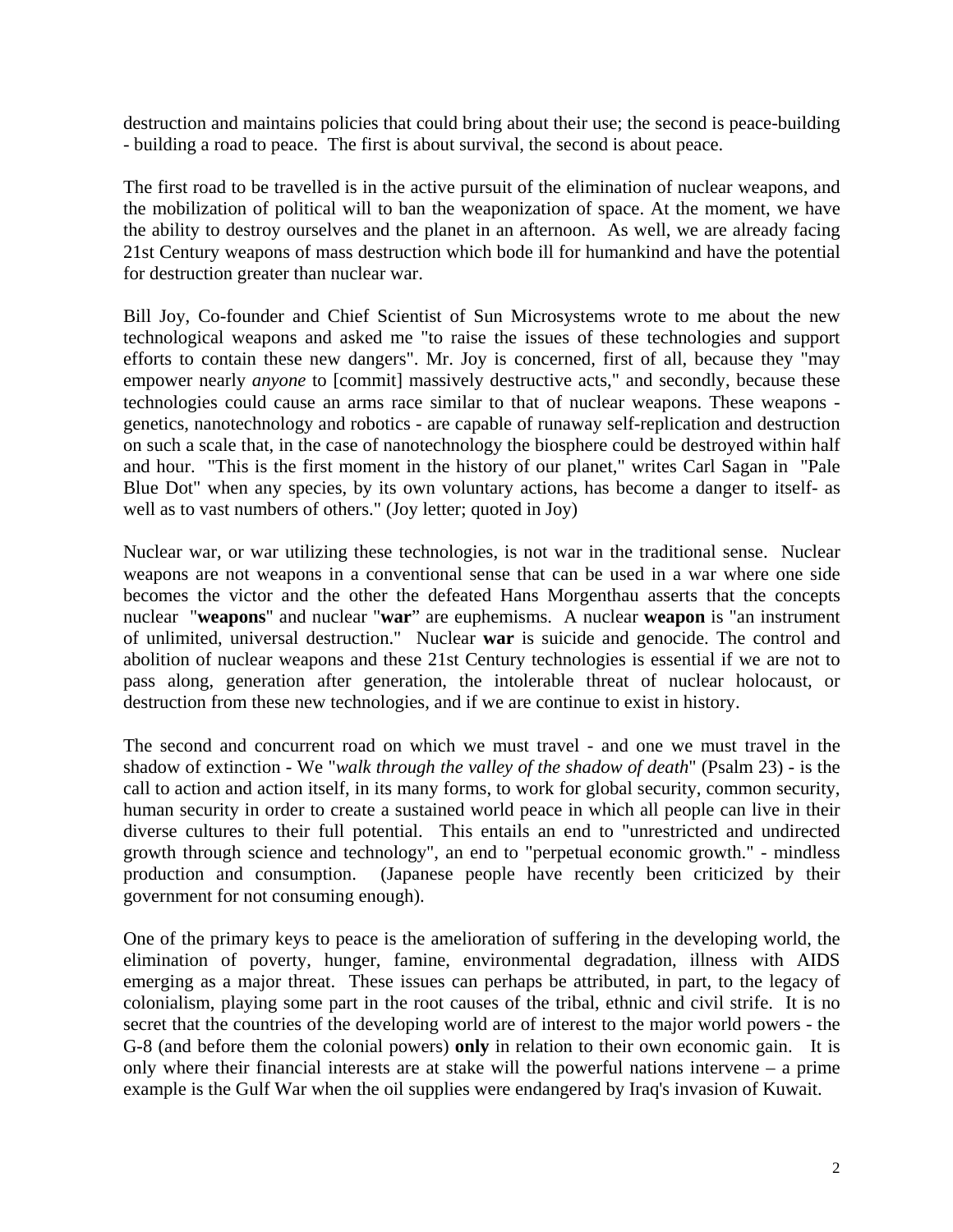destruction and maintains policies that could bring about their use; the second is peace-building - building a road to peace. The first is about survival, the second is about peace.

The first road to be travelled is in the active pursuit of the elimination of nuclear weapons, and the mobilization of political will to ban the weaponization of space. At the moment, we have the ability to destroy ourselves and the planet in an afternoon. As well, we are already facing 21st Century weapons of mass destruction which bode ill for humankind and have the potential for destruction greater than nuclear war.

Bill Joy, Co-founder and Chief Scientist of Sun Microsystems wrote to me about the new technological weapons and asked me "to raise the issues of these technologies and support efforts to contain these new dangers". Mr. Joy is concerned, first of all, because they "may empower nearly *anyone* to [commit] massively destructive acts," and secondly, because these technologies could cause an arms race similar to that of nuclear weapons. These weapons - genetics, nanotechnology and robotics - are capable of runaway self-replication and destruction on such a scale that, in the case of nanotechnology the biosphere could be destroyed within half and hour. "This is the first moment in the history of our planet," writes Carl Sagan in "Pale Blue Dot" when any species, by its own voluntary actions, has become a danger to itself- as well as to vast numbers of others." (Joy letter; quoted in Joy)

Nuclear war, or war utilizing these technologies, is not war in the traditional sense. Nuclear weapons are not weapons in a conventional sense that can be used in a war where one side becomes the victor and the other the defeated Hans Morgenthau asserts that the concepts nuclear "**weapons**" and nuclear "**war**" are euphemisms. A nuclear **weapon** is "an instrument of unlimited, universal destruction." Nuclear **war** is suicide and genocide. The control and abolition of nuclear weapons and these 21st Century technologies is essential if we are not to pass along, generation after generation, the intolerable threat of nuclear holocaust, or destruction from these new technologies, and if we are continue to exist in history.

The second and concurrent road on which we must travel - and one we must travel in the shadow of extinction - We "*walk through the valley of the shadow of death*" (Psalm 23) - is the call to action and action itself, in its many forms, to work for global security, common security, human security in order to create a sustained world peace in which all people can live in their diverse cultures to their full potential. This entails an end to "unrestricted and undirected growth through science and technology", an end to "perpetual economic growth." - mindless production and consumption. (Japanese people have recently been criticized by their government for not consuming enough).

One of the primary keys to peace is the amelioration of suffering in the developing world, the elimination of poverty, hunger, famine, environmental degradation, illness with AIDS emerging as a major threat. These issues can perhaps be attributed, in part, to the legacy of colonialism, playing some part in the root causes of the tribal, ethnic and civil strife. It is no secret that the countries of the developing world are of interest to the major world powers - the G-8 (and before them the colonial powers) **only** in relation to their own economic gain. It is only where their financial interests are at stake will the powerful nations intervene – a prime example is the Gulf War when the oil supplies were endangered by Iraq's invasion of Kuwait.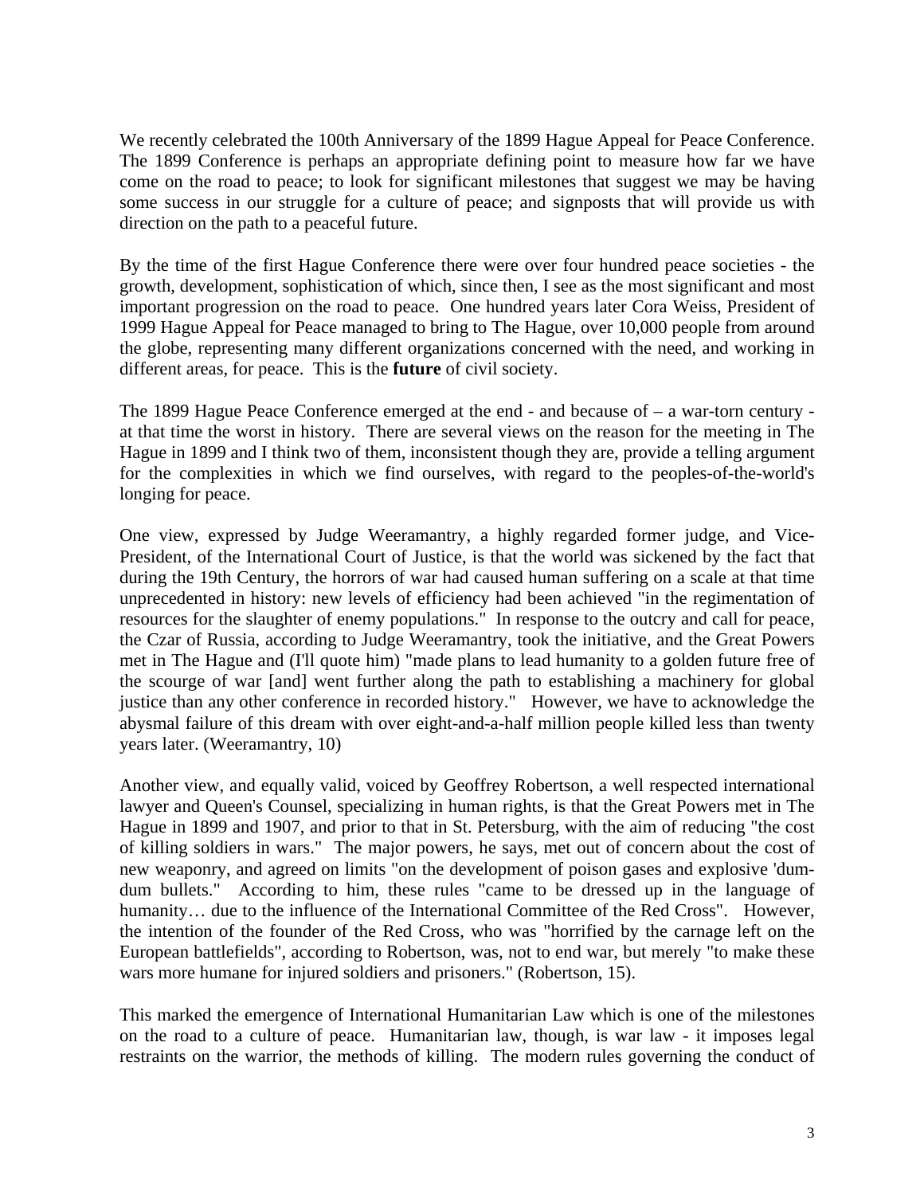We recently celebrated the 100th Anniversary of the 1899 Hague Appeal for Peace Conference. The 1899 Conference is perhaps an appropriate defining point to measure how far we have come on the road to peace; to look for significant milestones that suggest we may be having some success in our struggle for a culture of peace; and signposts that will provide us with direction on the path to a peaceful future.

By the time of the first Hague Conference there were over four hundred peace societies - the growth, development, sophistication of which, since then, I see as the most significant and most important progression on the road to peace. One hundred years later Cora Weiss, President of 1999 Hague Appeal for Peace managed to bring to The Hague, over 10,000 people from around the globe, representing many different organizations concerned with the need, and working in different areas, for peace. This is the **future** of civil society.

The 1899 Hague Peace Conference emerged at the end - and because of – a war-torn century - at that time the worst in history. There are several views on the reason for the meeting in The Hague in 1899 and I think two of them, inconsistent though they are, provide a telling argument for the complexities in which we find ourselves, with regard to the peoples-of-the-world's longing for peace.

One view, expressed by Judge Weeramantry, a highly regarded former judge, and Vice-President, of the International Court of Justice, is that the world was sickened by the fact that during the 19th Century, the horrors of war had caused human suffering on a scale at that time unprecedented in history: new levels of efficiency had been achieved "in the regimentation of resources for the slaughter of enemy populations." In response to the outcry and call for peace, the Czar of Russia, according to Judge Weeramantry, took the initiative, and the Great Powers met in The Hague and (I'll quote him) "made plans to lead humanity to a golden future free of the scourge of war [and] went further along the path to establishing a machinery for global justice than any other conference in recorded history." However, we have to acknowledge the abysmal failure of this dream with over eight-and-a-half million people killed less than twenty years later. (Weeramantry, 10)

Another view, and equally valid, voiced by Geoffrey Robertson, a well respected international lawyer and Queen's Counsel, specializing in human rights, is that the Great Powers met in The Hague in 1899 and 1907, and prior to that in St. Petersburg, with the aim of reducing "the cost of killing soldiers in wars." The major powers, he says, met out of concern about the cost of new weaponry, and agreed on limits "on the development of poison gases and explosive 'dum-dum bullets." According to him, these rules "came to be dressed up in the language of humanity… due to the influence of the International Committee of the Red Cross". However, the intention of the founder of the Red Cross, who was "horrified by the carnage left on the European battlefields", according to Robertson, was, not to end war, but merely "to make these wars more humane for injured soldiers and prisoners." (Robertson, 15).

This marked the emergence of International Humanitarian Law which is one of the milestones on the road to a culture of peace. Humanitarian law, though, is war law - it imposes legal restraints on the warrior, the methods of killing. The modern rules governing the conduct of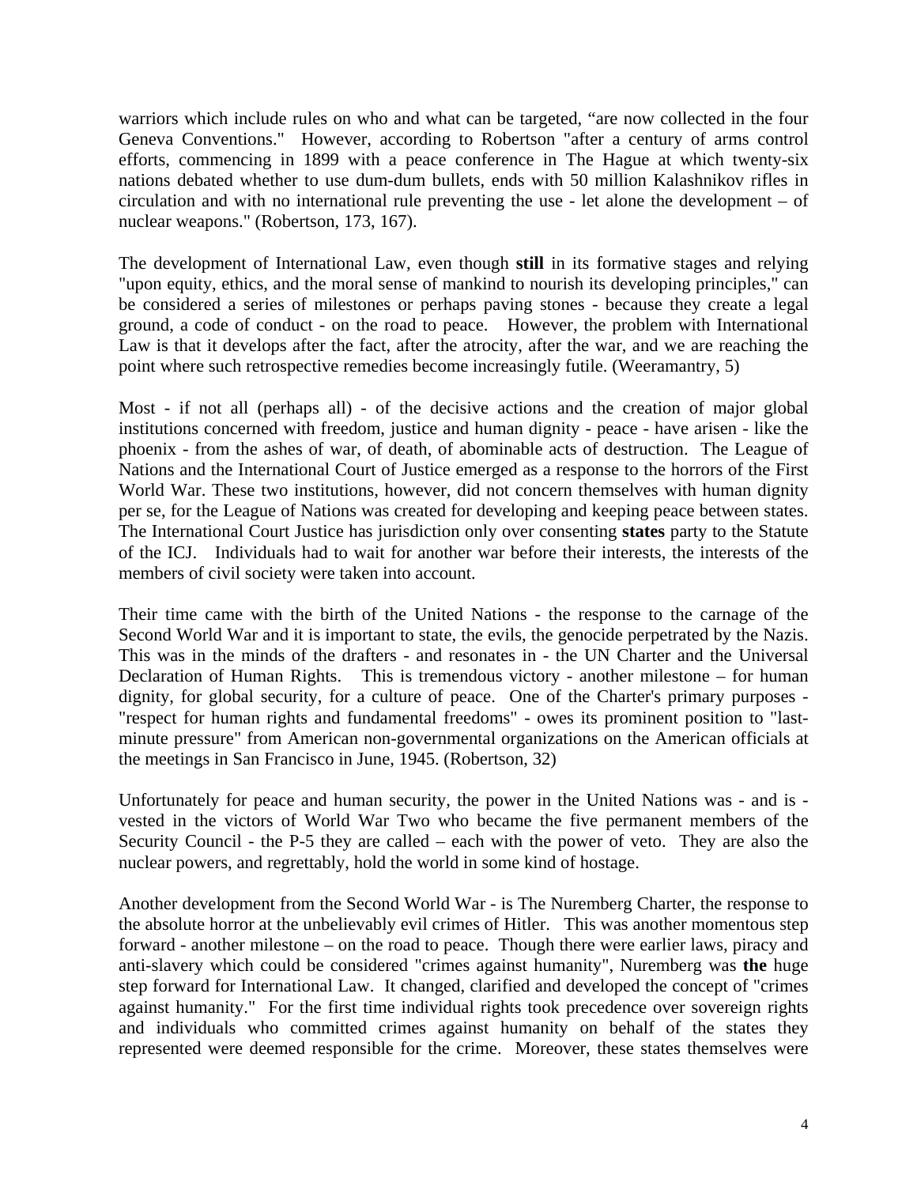warriors which include rules on who and what can be targeted, "are now collected in the four Geneva Conventions." However, according to Robertson "after a century of arms control efforts, commencing in 1899 with a peace conference in The Hague at which twenty-six nations debated whether to use dum-dum bullets, ends with 50 million Kalashnikov rifles in circulation and with no international rule preventing the use - let alone the development – of nuclear weapons." (Robertson, 173, 167).

The development of International Law, even though **still** in its formative stages and relying "upon equity, ethics, and the moral sense of mankind to nourish its developing principles," can be considered a series of milestones or perhaps paving stones - because they create a legal ground, a code of conduct - on the road to peace. However, the problem with International Law is that it develops after the fact, after the atrocity, after the war, and we are reaching the point where such retrospective remedies become increasingly futile. (Weeramantry, 5)

Most - if not all (perhaps all) - of the decisive actions and the creation of major global institutions concerned with freedom, justice and human dignity - peace - have arisen - like the phoenix - from the ashes of war, of death, of abominable acts of destruction. The League of Nations and the International Court of Justice emerged as a response to the horrors of the First World War. These two institutions, however, did not concern themselves with human dignity per se, for the League of Nations was created for developing and keeping peace between states. The International Court Justice has jurisdiction only over consenting **states** party to the Statute of the ICJ. Individuals had to wait for another war before their interests, the interests of the members of civil society were taken into account.

Their time came with the birth of the United Nations - the response to the carnage of the Second World War and it is important to state, the evils, the genocide perpetrated by the Nazis. This was in the minds of the drafters - and resonates in - the UN Charter and the Universal Declaration of Human Rights. This is tremendous victory - another milestone – for human dignity, for global security, for a culture of peace. One of the Charter's primary purposes - "respect for human rights and fundamental freedoms" - owes its prominent position to "last-minute pressure" from American non-governmental organizations on the American officials at the meetings in San Francisco in June, 1945. (Robertson, 32)

Unfortunately for peace and human security, the power in the United Nations was - and is - vested in the victors of World War Two who became the five permanent members of the Security Council - the P-5 they are called – each with the power of veto. They are also the nuclear powers, and regrettably, hold the world in some kind of hostage.

Another development from the Second World War - is The Nuremberg Charter, the response to the absolute horror at the unbelievably evil crimes of Hitler. This was another momentous step forward - another milestone – on the road to peace. Though there were earlier laws, piracy and anti-slavery which could be considered "crimes against humanity", Nuremberg was **the** huge step forward for International Law. It changed, clarified and developed the concept of "crimes against humanity." For the first time individual rights took precedence over sovereign rights and individuals who committed crimes against humanity on behalf of the states they represented were deemed responsible for the crime. Moreover, these states themselves were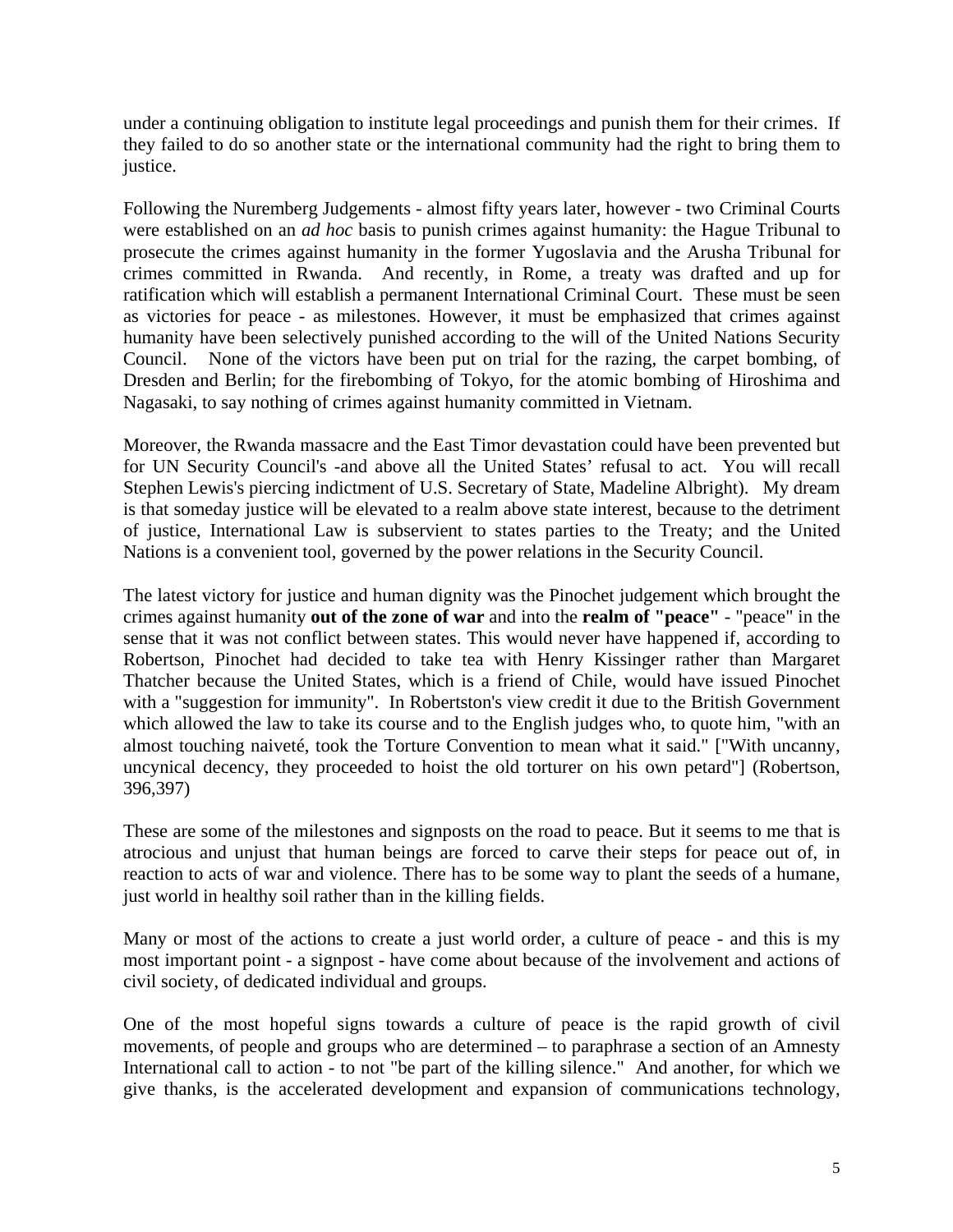under a continuing obligation to institute legal proceedings and punish them for their crimes. If they failed to do so another state or the international community had the right to bring them to justice.

Following the Nuremberg Judgements - almost fifty years later, however - two Criminal Courts were established on an *ad hoc* basis to punish crimes against humanity: the Hague Tribunal to prosecute the crimes against humanity in the former Yugoslavia and the Arusha Tribunal for crimes committed in Rwanda. And recently, in Rome, a treaty was drafted and up for ratification which will establish a permanent International Criminal Court. These must be seen as victories for peace - as milestones. However, it must be emphasized that crimes against humanity have been selectively punished according to the will of the United Nations Security Council. None of the victors have been put on trial for the razing, the carpet bombing, of Dresden and Berlin; for the firebombing of Tokyo, for the atomic bombing of Hiroshima and Nagasaki, to say nothing of crimes against humanity committed in Vietnam.

Moreover, the Rwanda massacre and the East Timor devastation could have been prevented but for UN Security Council's -and above all the United States' refusal to act. You will recall Stephen Lewis's piercing indictment of U.S. Secretary of State, Madeline Albright). My dream is that someday justice will be elevated to a realm above state interest, because to the detriment of justice, International Law is subservient to states parties to the Treaty; and the United Nations is a convenient tool, governed by the power relations in the Security Council.

The latest victory for justice and human dignity was the Pinochet judgement which brought the crimes against humanity **out of the zone of war** and into the **realm of "peace"** - "peace" in the sense that it was not conflict between states. This would never have happened if, according to Robertson, Pinochet had decided to take tea with Henry Kissinger rather than Margaret Thatcher because the United States, which is a friend of Chile, would have issued Pinochet with a "suggestion for immunity". In Robertston's view credit it due to the British Government which allowed the law to take its course and to the English judges who, to quote him, "with an almost touching naiveté, took the Torture Convention to mean what it said." ["With uncanny, uncynical decency, they proceeded to hoist the old torturer on his own petard"] (Robertson, 396,397)

These are some of the milestones and signposts on the road to peace. But it seems to me that is atrocious and unjust that human beings are forced to carve their steps for peace out of, in reaction to acts of war and violence. There has to be some way to plant the seeds of a humane, just world in healthy soil rather than in the killing fields.

Many or most of the actions to create a just world order, a culture of peace - and this is my most important point - a signpost - have come about because of the involvement and actions of civil society, of dedicated individual and groups.

One of the most hopeful signs towards a culture of peace is the rapid growth of civil movements, of people and groups who are determined – to paraphrase a section of an Amnesty International call to action - to not "be part of the killing silence." And another, for which we give thanks, is the accelerated development and expansion of communications technology,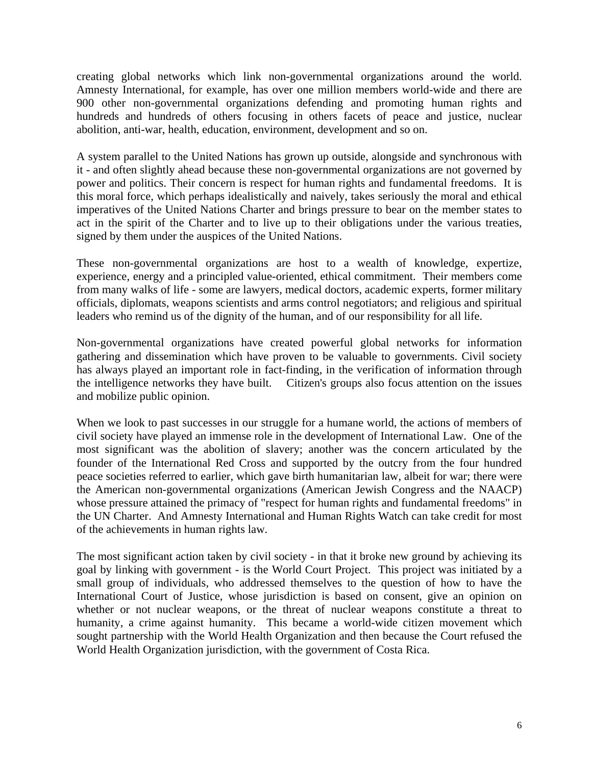creating global networks which link non-governmental organizations around the world. Amnesty International, for example, has over one million members world-wide and there are 900 other non-governmental organizations defending and promoting human rights and hundreds and hundreds of others focusing in others facets of peace and justice, nuclear abolition, anti-war, health, education, environment, development and so on.

A system parallel to the United Nations has grown up outside, alongside and synchronous with it - and often slightly ahead because these non-governmental organizations are not governed by power and politics. Their concern is respect for human rights and fundamental freedoms. It is this moral force, which perhaps idealistically and naively, takes seriously the moral and ethical imperatives of the United Nations Charter and brings pressure to bear on the member states to act in the spirit of the Charter and to live up to their obligations under the various treaties, signed by them under the auspices of the United Nations.

These non-governmental organizations are host to a wealth of knowledge, expertize, experience, energy and a principled value-oriented, ethical commitment. Their members come from many walks of life - some are lawyers, medical doctors, academic experts, former military officials, diplomats, weapons scientists and arms control negotiators; and religious and spiritual leaders who remind us of the dignity of the human, and of our responsibility for all life.

Non-governmental organizations have created powerful global networks for information gathering and dissemination which have proven to be valuable to governments. Civil society has always played an important role in fact-finding, in the verification of information through the intelligence networks they have built. Citizen's groups also focus attention on the issues and mobilize public opinion.

When we look to past successes in our struggle for a humane world, the actions of members of civil society have played an immense role in the development of International Law. One of the most significant was the abolition of slavery; another was the concern articulated by the founder of the International Red Cross and supported by the outcry from the four hundred peace societies referred to earlier, which gave birth humanitarian law, albeit for war; there were the American non-governmental organizations (American Jewish Congress and the NAACP) whose pressure attained the primacy of "respect for human rights and fundamental freedoms" in the UN Charter. And Amnesty International and Human Rights Watch can take credit for most of the achievements in human rights law.

The most significant action taken by civil society - in that it broke new ground by achieving its goal by linking with government - is the World Court Project. This project was initiated by a small group of individuals, who addressed themselves to the question of how to have the International Court of Justice, whose jurisdiction is based on consent, give an opinion on whether or not nuclear weapons, or the threat of nuclear weapons constitute a threat to humanity, a crime against humanity. This became a world-wide citizen movement which sought partnership with the World Health Organization and then because the Court refused the World Health Organization jurisdiction, with the government of Costa Rica.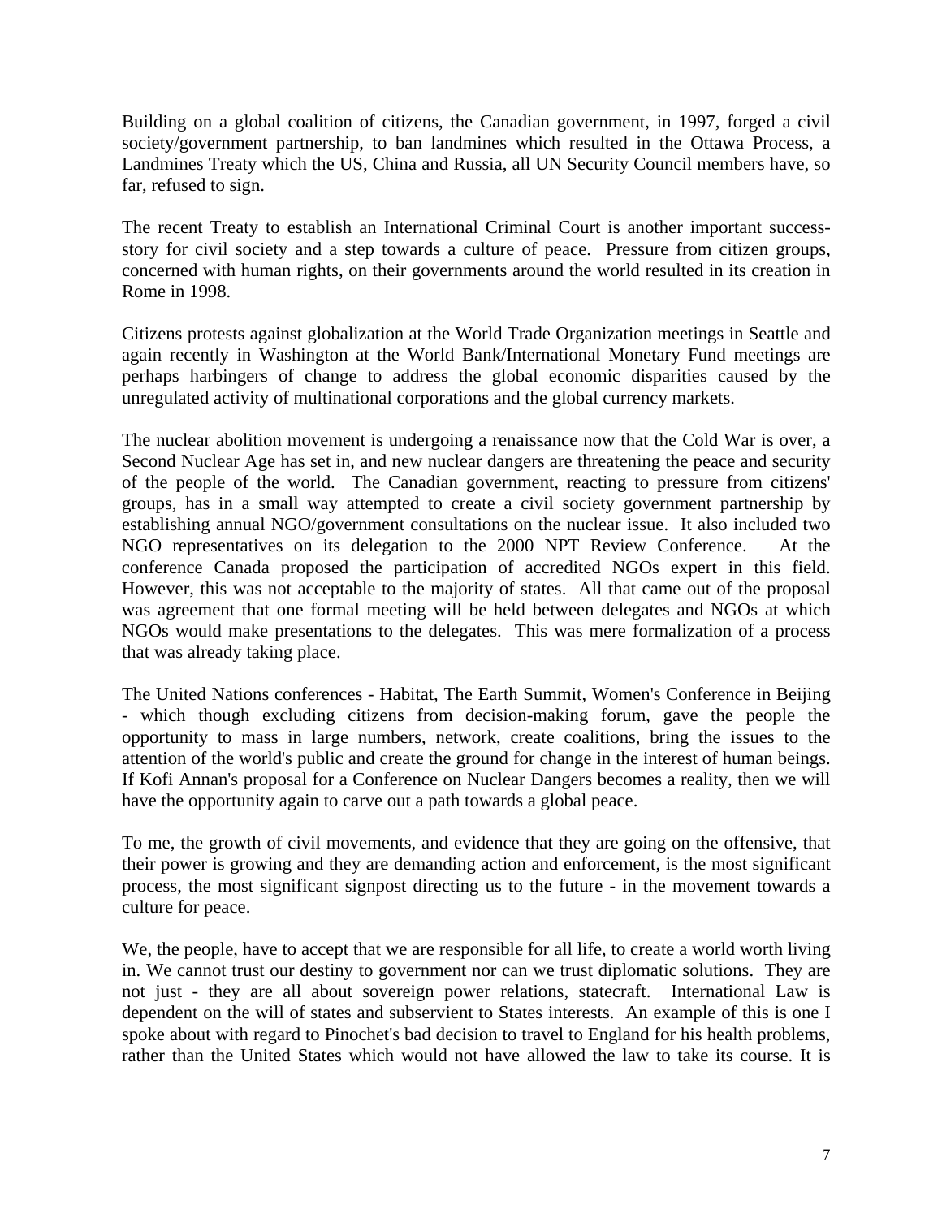Building on a global coalition of citizens, the Canadian government, in 1997, forged a civil society/government partnership, to ban landmines which resulted in the Ottawa Process, a Landmines Treaty which the US, China and Russia, all UN Security Council members have, so far, refused to sign.

The recent Treaty to establish an International Criminal Court is another important success-story for civil society and a step towards a culture of peace. Pressure from citizen groups, concerned with human rights, on their governments around the world resulted in its creation in Rome in 1998.

Citizens protests against globalization at the World Trade Organization meetings in Seattle and again recently in Washington at the World Bank/International Monetary Fund meetings are perhaps harbingers of change to address the global economic disparities caused by the unregulated activity of multinational corporations and the global currency markets.

The nuclear abolition movement is undergoing a renaissance now that the Cold War is over, a Second Nuclear Age has set in, and new nuclear dangers are threatening the peace and security of the people of the world. The Canadian government, reacting to pressure from citizens' groups, has in a small way attempted to create a civil society government partnership by establishing annual NGO/government consultations on the nuclear issue. It also included two NGO representatives on its delegation to the 2000 NPT Review Conference. At the conference Canada proposed the participation of accredited NGOs expert in this field. However, this was not acceptable to the majority of states. All that came out of the proposal was agreement that one formal meeting will be held between delegates and NGOs at which NGOs would make presentations to the delegates. This was mere formalization of a process that was already taking place.

The United Nations conferences - Habitat, The Earth Summit, Women's Conference in Beijing - which though excluding citizens from decision-making forum, gave the people the opportunity to mass in large numbers, network, create coalitions, bring the issues to the attention of the world's public and create the ground for change in the interest of human beings. If Kofi Annan's proposal for a Conference on Nuclear Dangers becomes a reality, then we will have the opportunity again to carve out a path towards a global peace.

To me, the growth of civil movements, and evidence that they are going on the offensive, that their power is growing and they are demanding action and enforcement, is the most significant process, the most significant signpost directing us to the future - in the movement towards a culture for peace.

We, the people, have to accept that we are responsible for all life, to create a world worth living in. We cannot trust our destiny to government nor can we trust diplomatic solutions. They are not just - they are all about sovereign power relations, statecraft. International Law is dependent on the will of states and subservient to States interests. An example of this is one I spoke about with regard to Pinochet's bad decision to travel to England for his health problems, rather than the United States which would not have allowed the law to take its course. It is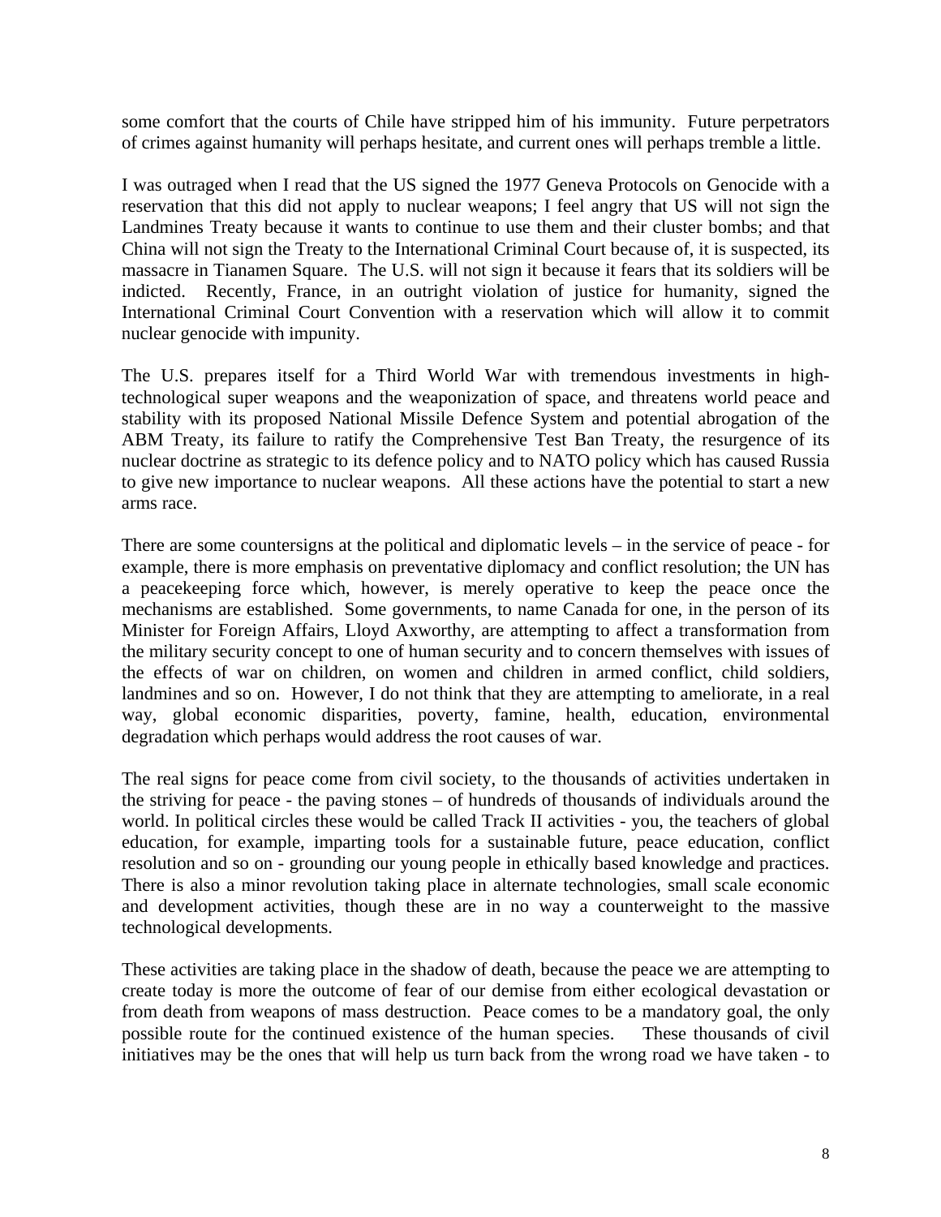some comfort that the courts of Chile have stripped him of his immunity. Future perpetrators of crimes against humanity will perhaps hesitate, and current ones will perhaps tremble a little.

I was outraged when I read that the US signed the 1977 Geneva Protocols on Genocide with a reservation that this did not apply to nuclear weapons; I feel angry that US will not sign the Landmines Treaty because it wants to continue to use them and their cluster bombs; and that China will not sign the Treaty to the International Criminal Court because of, it is suspected, its massacre in Tianamen Square. The U.S. will not sign it because it fears that its soldiers will be indicted. Recently, France, in an outright violation of justice for humanity, signed the International Criminal Court Convention with a reservation which will allow it to commit nuclear genocide with impunity.

The U.S. prepares itself for a Third World War with tremendous investments in high-technological super weapons and the weaponization of space, and threatens world peace and stability with its proposed National Missile Defence System and potential abrogation of the ABM Treaty, its failure to ratify the Comprehensive Test Ban Treaty, the resurgence of its nuclear doctrine as strategic to its defence policy and to NATO policy which has caused Russia to give new importance to nuclear weapons. All these actions have the potential to start a new arms race.

There are some countersigns at the political and diplomatic levels – in the service of peace - for example, there is more emphasis on preventative diplomacy and conflict resolution; the UN has a peacekeeping force which, however, is merely operative to keep the peace once the mechanisms are established. Some governments, to name Canada for one, in the person of its Minister for Foreign Affairs, Lloyd Axworthy, are attempting to affect a transformation from the military security concept to one of human security and to concern themselves with issues of the effects of war on children, on women and children in armed conflict, child soldiers, landmines and so on. However, I do not think that they are attempting to ameliorate, in a real way, global economic disparities, poverty, famine, health, education, environmental degradation which perhaps would address the root causes of war.

The real signs for peace come from civil society, to the thousands of activities undertaken in the striving for peace - the paving stones – of hundreds of thousands of individuals around the world. In political circles these would be called Track II activities - you, the teachers of global education, for example, imparting tools for a sustainable future, peace education, conflict resolution and so on - grounding our young people in ethically based knowledge and practices. There is also a minor revolution taking place in alternate technologies, small scale economic and development activities, though these are in no way a counterweight to the massive technological developments.

These activities are taking place in the shadow of death, because the peace we are attempting to create today is more the outcome of fear of our demise from either ecological devastation or from death from weapons of mass destruction. Peace comes to be a mandatory goal, the only possible route for the continued existence of the human species. These thousands of civil initiatives may be the ones that will help us turn back from the wrong road we have taken - to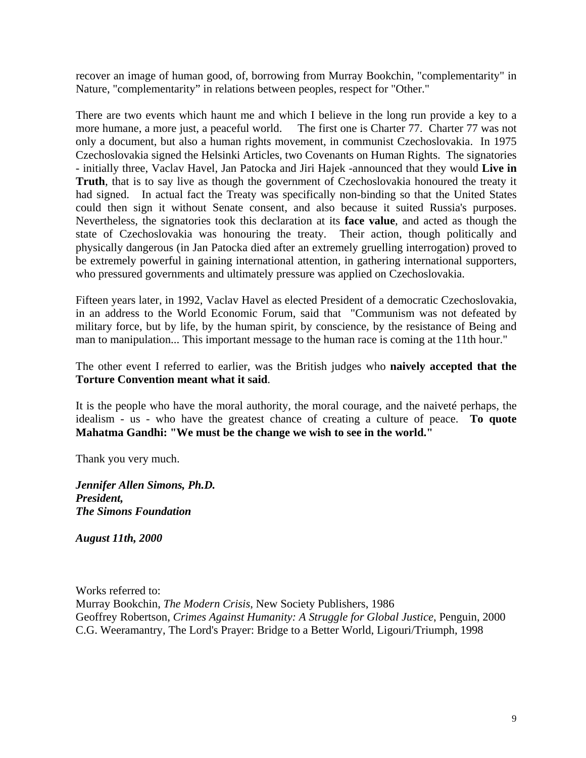recover an image of human good, of, borrowing from Murray Bookchin, "complementarity" in Nature, "complementarity" in relations between peoples, respect for "Other."

There are two events which haunt me and which I believe in the long run provide a key to a more humane, a more just, a peaceful world. The first one is Charter 77. Charter 77 was not only a document, but also a human rights movement, in communist Czechoslovakia. In 1975 Czechoslovakia signed the Helsinki Articles, two Covenants on Human Rights. The signatories - initially three, Vaclav Havel, Jan Patocka and Jiri Hajek -announced that they would **Live in Truth**, that is to say live as though the government of Czechoslovakia honoured the treaty it had signed. In actual fact the Treaty was specifically non-binding so that the United States could then sign it without Senate consent, and also because it suited Russia's purposes. Nevertheless, the signatories took this declaration at its **face value**, and acted as though the state of Czechoslovakia was honouring the treaty. Their action, though politically and physically dangerous (in Jan Patocka died after an extremely gruelling interrogation) proved to be extremely powerful in gaining international attention, in gathering international supporters, who pressured governments and ultimately pressure was applied on Czechoslovakia.

Fifteen years later, in 1992, Vaclav Havel as elected President of a democratic Czechoslovakia, in an address to the World Economic Forum, said that "Communism was not defeated by military force, but by life, by the human spirit, by conscience, by the resistance of Being and man to manipulation... This important message to the human race is coming at the 11th hour."

The other event I referred to earlier, was the British judges who **naively accepted that the Torture Convention meant what it said**.

It is the people who have the moral authority, the moral courage, and the naiveté perhaps, the idealism - us - who have the greatest chance of creating a culture of peace. **To quote Mahatma Gandhi: "We must be the change we wish to see in the world."**

Thank you very much.

***Jennifer Allen Simons, Ph.D.***
***President,***
***The Simons Foundation***

***August 11th, 2000***

Works referred to:
Murray Bookchin, *The Modern Crisis*, New Society Publishers, 1986
Geoffrey Robertson, *Crimes Against Humanity: A Struggle for Global Justice*, Penguin, 2000
C.G. Weeramantry, The Lord's Prayer: Bridge to a Better World, Ligouri/Triumph, 1998